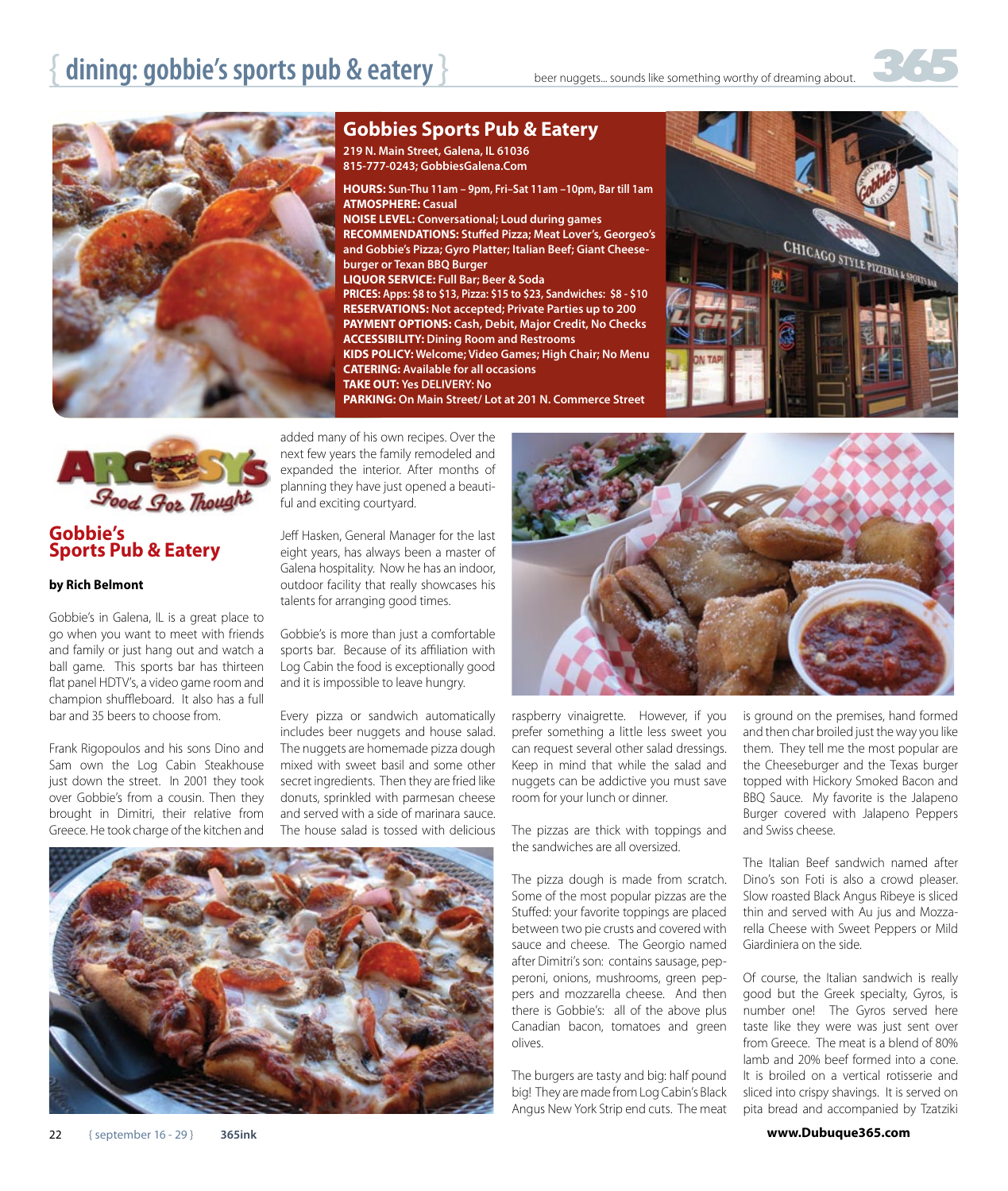# dining: gobbie's sports pub & eatery

beer nuggets... sounds like something worthy of dreaming about.

## Gobbies Sports Pub & Eatery

**219 N. Main Street, Galena, IL 61036**
**815-777-0243; GobbiesGalena.Com**

**HOURS:** Sun-Thu 11am – 9pm, Fri–Sat 11am –10pm, Bar till 1am
**ATMOSPHERE:** Casual
**NOISE LEVEL:** Conversational; Loud during games
**RECOMMENDATIONS:** Stuffed Pizza; Meat Lover's, Georgeo's and Gobbie's Pizza; Gyro Platter; Italian Beef; Giant Cheeseburger or Texan BBQ Burger
**LIQUOR SERVICE:** Full Bar; Beer & Soda
**PRICES:** Apps: $8 to $13, Pizza: $15 to $23, Sandwiches: $8 - $10
**RESERVATIONS:** Not accepted; Private Parties up to 200
**PAYMENT OPTIONS:** Cash, Debit, Major Credit, No Checks
**ACCESSIBILITY:** Dining Room and Restrooms
**KIDS POLICY:** Welcome; Video Games; High Chair; No Menu
**CATERING:** Available for all occasions
**TAKE OUT:** Yes **DELIVERY:** No
**PARKING:** On Main Street/ Lot at 201 N. Commerce Street

Argosy's Food For Thought

## Gobbie's Sports Pub & Eatery

**by Rich Belmont**

Gobbie's in Galena, IL is a great place to go when you want to meet with friends and family or just hang out and watch a ball game. This sports bar has thirteen flat panel HDTV's, a video game room and champion shuffleboard. It also has a full bar and 35 beers to choose from.

Frank Rigopoulos and his sons Dino and Sam own the Log Cabin Steakhouse just down the street. In 2001 they took over Gobbie's from a cousin. Then they brought in Dimitri, their relative from Greece. He took charge of the kitchen and added many of his own recipes. Over the next few years the family remodeled and expanded the interior. After months of planning they have just opened a beautiful and exciting courtyard.

Jeff Hasken, General Manager for the last eight years, has always been a master of Galena hospitality. Now he has an indoor, outdoor facility that really showcases his talents for arranging good times.

Gobbie's is more than just a comfortable sports bar. Because of its affiliation with Log Cabin the food is exceptionally good and it is impossible to leave hungry.

Every pizza or sandwich automatically includes beer nuggets and house salad. The nuggets are homemade pizza dough mixed with sweet basil and some other secret ingredients. Then they are fried like donuts, sprinkled with parmesan cheese and served with a side of marinara sauce. The house salad is tossed with delicious raspberry vinaigrette. However, if you prefer something a little less sweet you can request several other salad dressings. Keep in mind that while the salad and nuggets can be addictive you must save room for your lunch or dinner.

The pizzas are thick with toppings and the sandwiches are all oversized.

The pizza dough is made from scratch. Some of the most popular pizzas are the Stuffed: your favorite toppings are placed between two pie crusts and covered with sauce and cheese. The Georgio named after Dimitri's son: contains sausage, pepperoni, onions, mushrooms, green peppers and mozzarella cheese. And then there is Gobbie's: all of the above plus Canadian bacon, tomatoes and green olives.

The burgers are tasty and big: half pound big! They are made from Log Cabin's Black Angus New York Strip end cuts. The meat is ground on the premises, hand formed and then char broiled just the way you like them. They tell me the most popular are the Cheeseburger and the Texas burger topped with Hickory Smoked Bacon and BBQ Sauce. My favorite is the Jalapeno Burger covered with Jalapeno Peppers and Swiss cheese.

The Italian Beef sandwich named after Dino's son Foti is also a crowd pleaser. Slow roasted Black Angus Ribeye is sliced thin and served with Au jus and Mozzarella Cheese with Sweet Peppers or Mild Giardiniera on the side.

Of course, the Italian sandwich is really good but the Greek specialty, Gyros, is number one! The Gyros served here taste like they were was just sent over from Greece. The meat is a blend of 80% lamb and 20% beef formed into a cone. It is broiled on a vertical rotisserie and sliced into crispy shavings. It is served on pita bread and accompanied by Tzatziki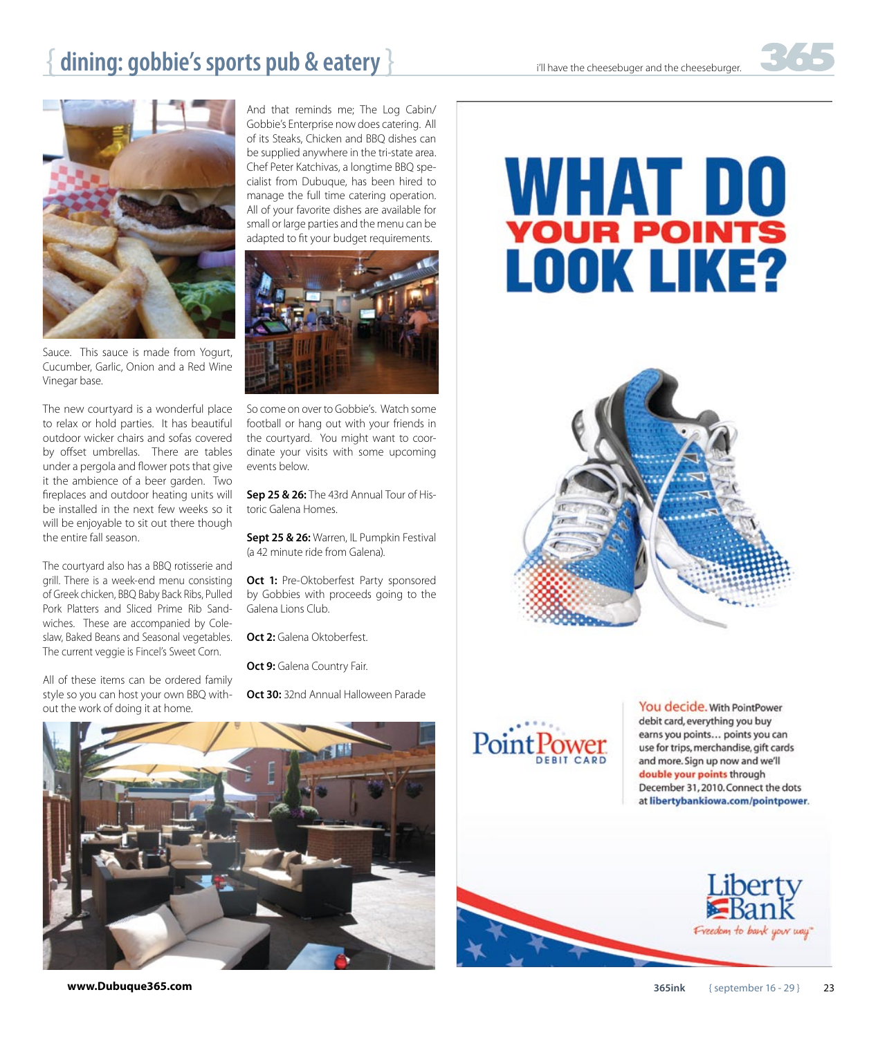Sauce. This sauce is made from Yogurt, Cucumber, Garlic, Onion and a Red Wine Vinegar base.

The new courtyard is a wonderful place to relax or hold parties. It has beautiful outdoor wicker chairs and sofas covered by offset umbrellas. There are tables under a pergola and flower pots that give it the ambience of a beer garden. Two fireplaces and outdoor heating units will be installed in the next few weeks so it will be enjoyable to sit out there though the entire fall season.

The courtyard also has a BBQ rotisserie and grill. There is a week-end menu consisting of Greek chicken, BBQ Baby Back Ribs, Pulled Pork Platters and Sliced Prime Rib Sandwiches. These are accompanied by Coleslaw, Baked Beans and Seasonal vegetables. The current veggie is Fincel's Sweet Corn.

All of these items can be ordered family style so you can host your own BBQ without the work of doing it at home.

And that reminds me; The Log Cabin/ Gobbie's Enterprise now does catering. All of its Steaks, Chicken and BBQ dishes can be supplied anywhere in the tri-state area. Chef Peter Katchivas, a longtime BBQ specialist from Dubuque, has been hired to manage the full time catering operation. All of your favorite dishes are available for small or large parties and the menu can be adapted to fit your budget requirements.

So come on over to Gobbie's. Watch some football or hang out with your friends in the courtyard. You might want to coordinate your visits with some upcoming events below.

**Sep 25 & 26:** The 43rd Annual Tour of Historic Galena Homes.

**Sept 25 & 26:** Warren, IL Pumpkin Festival (a 42 minute ride from Galena).

**Oct 1:** Pre-Oktoberfest Party sponsored by Gobbies with proceeds going to the Galena Lions Club.

**Oct 2:** Galena Oktoberfest.

**Oct 9:** Galena Country Fair.

**Oct 30:** 32nd Annual Halloween Parade

# WHAT DO YOUR POINTS LOOK LIKE?

PointPower DEBIT CARD

You decide. With PointPower debit card, everything you buy earns you points… points you can use for trips, merchandise, gift cards and more. Sign up now and we'll **double your points** through December 31, 2010. Connect the dots at **libertybankiowa.com/pointpower**.

Liberty Bank

*Freedom to bank your way*™